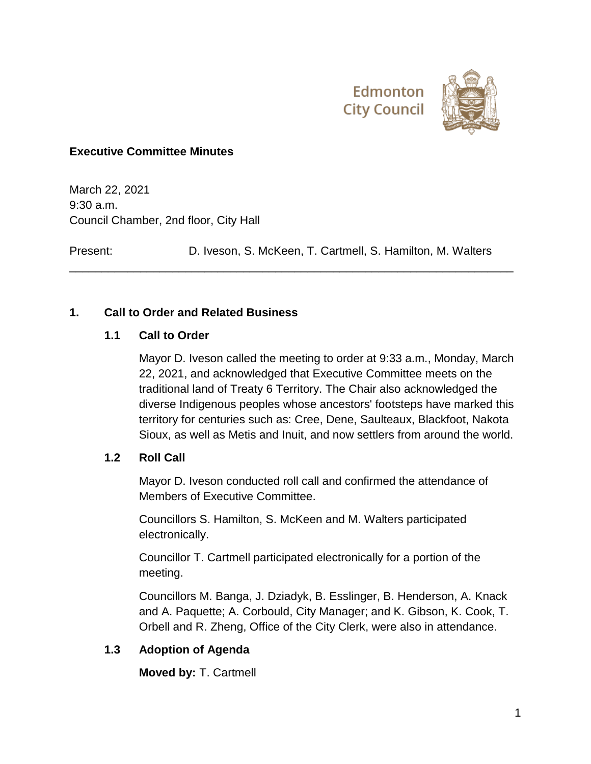Edmonton City Council

**Executive Committee Minutes**

March 22, 2021
9:30 a.m.
Council Chamber, 2nd floor, City Hall

Present: D. Iveson, S. McKeen, T. Cartmell, S. Hamilton, M. Walters

---

## 1. Call to Order and Related Business

### 1.1 Call to Order

Mayor D. Iveson called the meeting to order at 9:33 a.m., Monday, March 22, 2021, and acknowledged that Executive Committee meets on the traditional land of Treaty 6 Territory. The Chair also acknowledged the diverse Indigenous peoples whose ancestors' footsteps have marked this territory for centuries such as: Cree, Dene, Saulteaux, Blackfoot, Nakota Sioux, as well as Metis and Inuit, and now settlers from around the world.

### 1.2 Roll Call

Mayor D. Iveson conducted roll call and confirmed the attendance of Members of Executive Committee.

Councillors S. Hamilton, S. McKeen and M. Walters participated electronically.

Councillor T. Cartmell participated electronically for a portion of the meeting.

Councillors M. Banga, J. Dziadyk, B. Esslinger, B. Henderson, A. Knack and A. Paquette; A. Corbould, City Manager; and K. Gibson, K. Cook, T. Orbell and R. Zheng, Office of the City Clerk, were also in attendance.

### 1.3 Adoption of Agenda

**Moved by:** T. Cartmell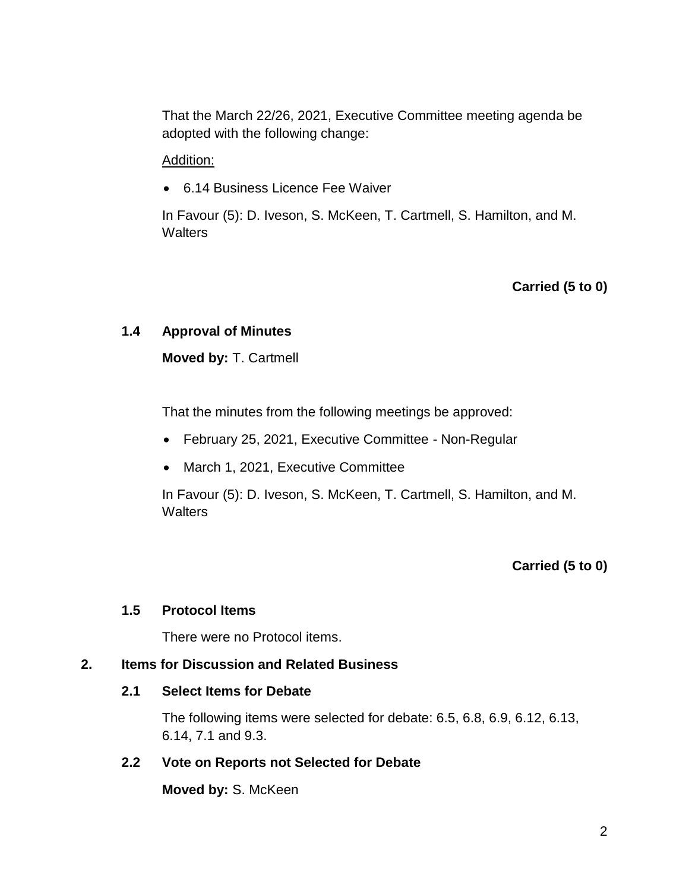That the March 22/26, 2021, Executive Committee meeting agenda be adopted with the following change:

Addition:

- 6.14 Business Licence Fee Waiver

In Favour (5): D. Iveson, S. McKeen, T. Cartmell, S. Hamilton, and M. Walters

**Carried (5 to 0)**

### 1.4 Approval of Minutes

**Moved by:** T. Cartmell

That the minutes from the following meetings be approved:

- February 25, 2021, Executive Committee - Non-Regular
- March 1, 2021, Executive Committee

In Favour (5): D. Iveson, S. McKeen, T. Cartmell, S. Hamilton, and M. Walters

**Carried (5 to 0)**

### 1.5 Protocol Items

There were no Protocol items.

## 2. Items for Discussion and Related Business

### 2.1 Select Items for Debate

The following items were selected for debate: 6.5, 6.8, 6.9, 6.12, 6.13, 6.14, 7.1 and 9.3.

### 2.2 Vote on Reports not Selected for Debate

**Moved by:** S. McKeen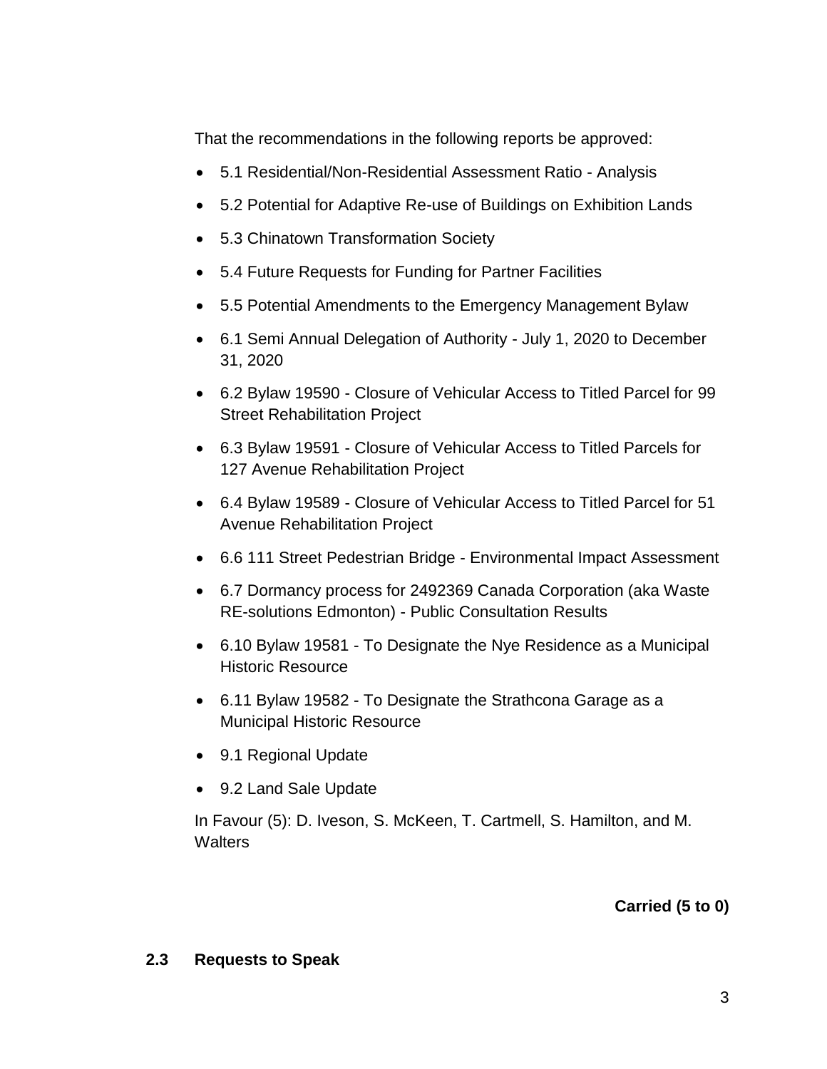That the recommendations in the following reports be approved:

- 5.1 Residential/Non-Residential Assessment Ratio - Analysis
- 5.2 Potential for Adaptive Re-use of Buildings on Exhibition Lands
- 5.3 Chinatown Transformation Society
- 5.4 Future Requests for Funding for Partner Facilities
- 5.5 Potential Amendments to the Emergency Management Bylaw
- 6.1 Semi Annual Delegation of Authority - July 1, 2020 to December 31, 2020
- 6.2 Bylaw 19590 - Closure of Vehicular Access to Titled Parcel for 99 Street Rehabilitation Project
- 6.3 Bylaw 19591 - Closure of Vehicular Access to Titled Parcels for 127 Avenue Rehabilitation Project
- 6.4 Bylaw 19589 - Closure of Vehicular Access to Titled Parcel for 51 Avenue Rehabilitation Project
- 6.6 111 Street Pedestrian Bridge - Environmental Impact Assessment
- 6.7 Dormancy process for 2492369 Canada Corporation (aka Waste RE-solutions Edmonton) - Public Consultation Results
- 6.10 Bylaw 19581 - To Designate the Nye Residence as a Municipal Historic Resource
- 6.11 Bylaw 19582 - To Designate the Strathcona Garage as a Municipal Historic Resource
- 9.1 Regional Update
- 9.2 Land Sale Update

In Favour (5): D. Iveson, S. McKeen, T. Cartmell, S. Hamilton, and M. Walters

**Carried (5 to 0)**

### 2.3 Requests to Speak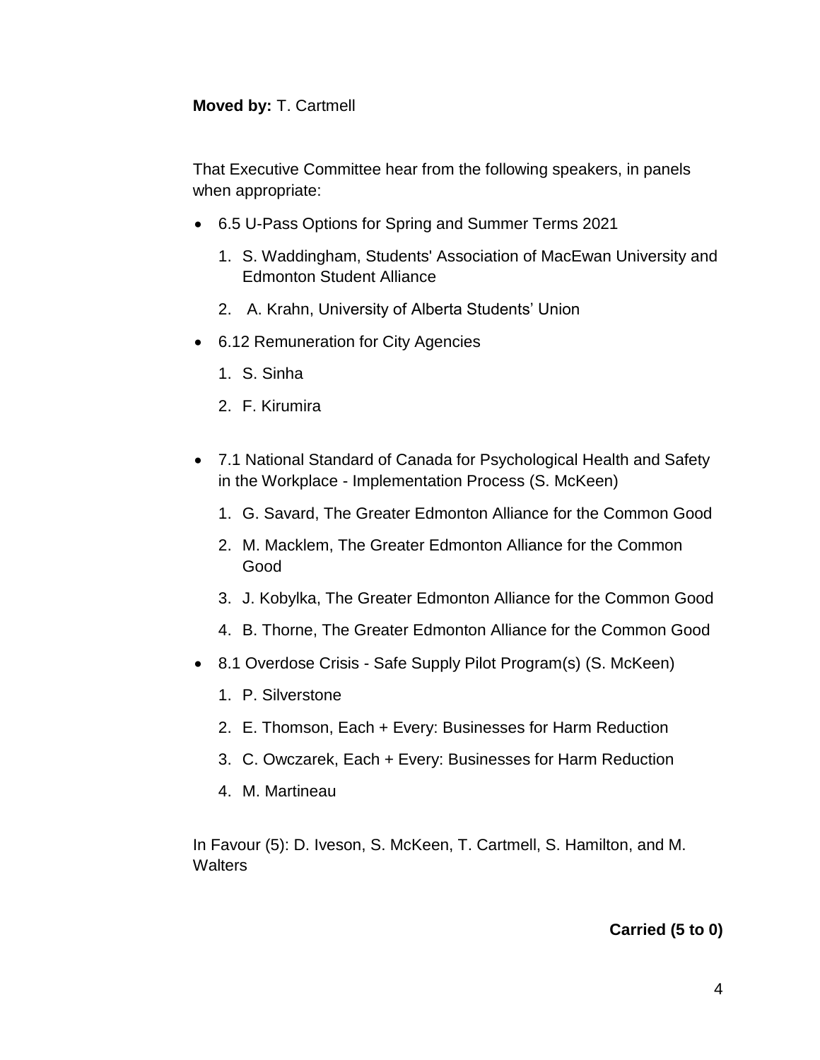**Moved by:** T. Cartmell

That Executive Committee hear from the following speakers, in panels when appropriate:

- 6.5 U-Pass Options for Spring and Summer Terms 2021
  1. S. Waddingham, Students' Association of MacEwan University and Edmonton Student Alliance
  2. A. Krahn, University of Alberta Students' Union
- 6.12 Remuneration for City Agencies
  1. S. Sinha
  2. F. Kirumira
- 7.1 National Standard of Canada for Psychological Health and Safety in the Workplace - Implementation Process (S. McKeen)
  1. G. Savard, The Greater Edmonton Alliance for the Common Good
  2. M. Macklem, The Greater Edmonton Alliance for the Common Good
  3. J. Kobylka, The Greater Edmonton Alliance for the Common Good
  4. B. Thorne, The Greater Edmonton Alliance for the Common Good
- 8.1 Overdose Crisis - Safe Supply Pilot Program(s) (S. McKeen)
  1. P. Silverstone
  2. E. Thomson, Each + Every: Businesses for Harm Reduction
  3. C. Owczarek, Each + Every: Businesses for Harm Reduction
  4. M. Martineau

In Favour (5): D. Iveson, S. McKeen, T. Cartmell, S. Hamilton, and M. Walters

**Carried (5 to 0)**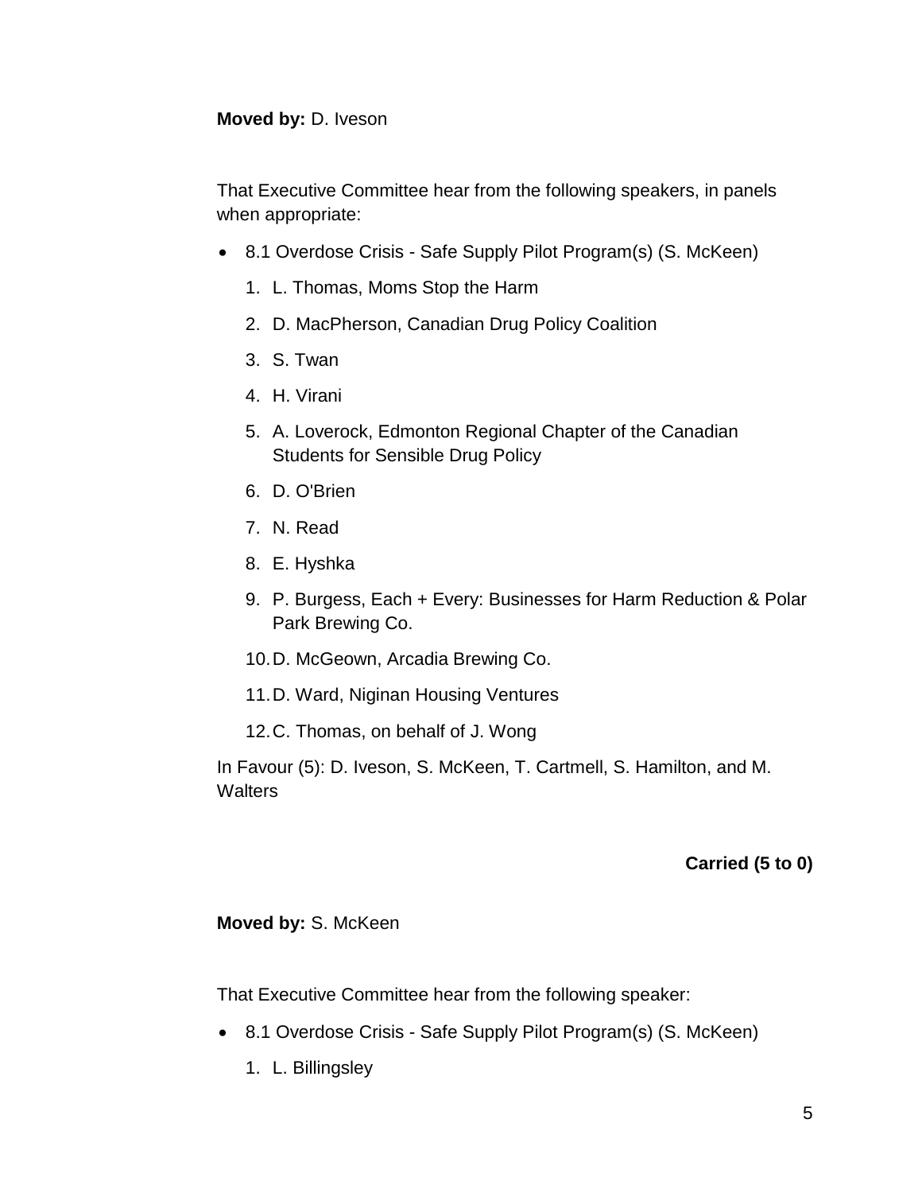**Moved by:** D. Iveson

That Executive Committee hear from the following speakers, in panels when appropriate:

- 8.1 Overdose Crisis - Safe Supply Pilot Program(s) (S. McKeen)
  1. L. Thomas, Moms Stop the Harm
  2. D. MacPherson, Canadian Drug Policy Coalition
  3. S. Twan
  4. H. Virani
  5. A. Loverock, Edmonton Regional Chapter of the Canadian Students for Sensible Drug Policy
  6. D. O'Brien
  7. N. Read
  8. E. Hyshka
  9. P. Burgess, Each + Every: Businesses for Harm Reduction & Polar Park Brewing Co.
  10. D. McGeown, Arcadia Brewing Co.
  11. D. Ward, Niginan Housing Ventures
  12. C. Thomas, on behalf of J. Wong

In Favour (5): D. Iveson, S. McKeen, T. Cartmell, S. Hamilton, and M. Walters

**Carried (5 to 0)**

**Moved by:** S. McKeen

That Executive Committee hear from the following speaker:

- 8.1 Overdose Crisis - Safe Supply Pilot Program(s) (S. McKeen)
  1. L. Billingsley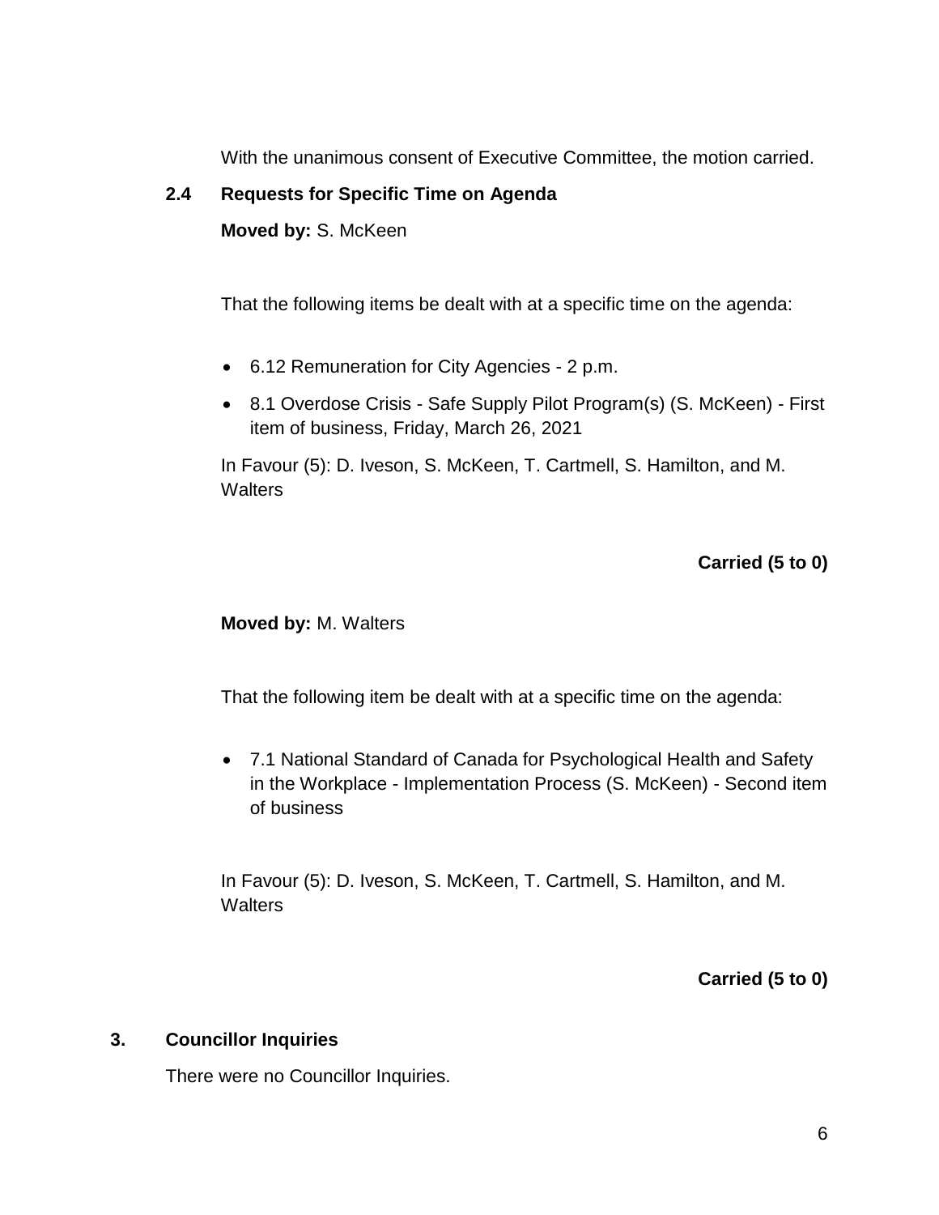With the unanimous consent of Executive Committee, the motion carried.

### 2.4 Requests for Specific Time on Agenda

**Moved by:** S. McKeen

That the following items be dealt with at a specific time on the agenda:

- 6.12 Remuneration for City Agencies - 2 p.m.
- 8.1 Overdose Crisis - Safe Supply Pilot Program(s) (S. McKeen) - First item of business, Friday, March 26, 2021

In Favour (5): D. Iveson, S. McKeen, T. Cartmell, S. Hamilton, and M. Walters

**Carried (5 to 0)**

**Moved by:** M. Walters

That the following item be dealt with at a specific time on the agenda:

- 7.1 National Standard of Canada for Psychological Health and Safety in the Workplace - Implementation Process (S. McKeen) - Second item of business

In Favour (5): D. Iveson, S. McKeen, T. Cartmell, S. Hamilton, and M. Walters

**Carried (5 to 0)**

## 3. Councillor Inquiries

There were no Councillor Inquiries.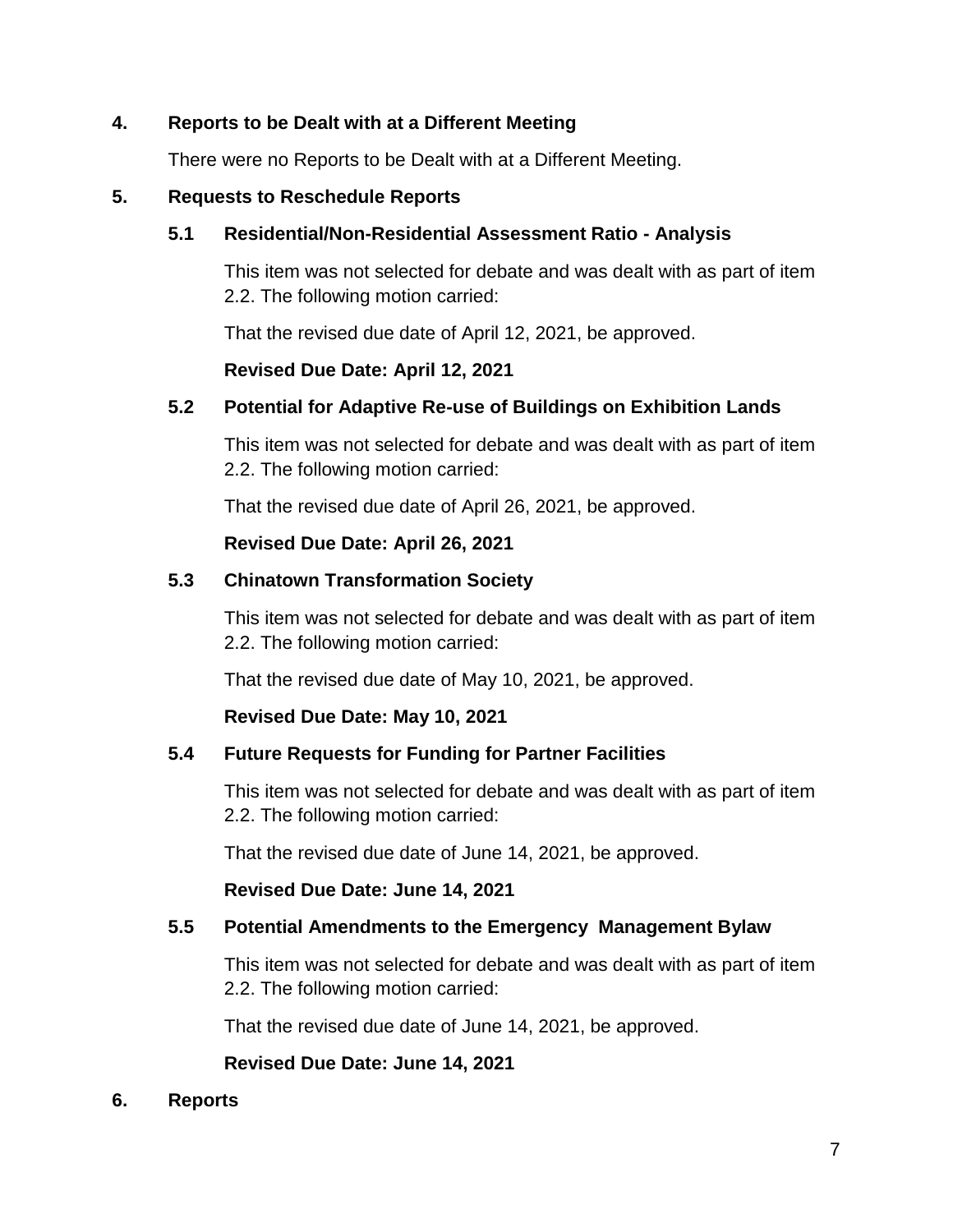## 4. Reports to be Dealt with at a Different Meeting

There were no Reports to be Dealt with at a Different Meeting.

## 5. Requests to Reschedule Reports

### 5.1 Residential/Non-Residential Assessment Ratio - Analysis

This item was not selected for debate and was dealt with as part of item 2.2. The following motion carried:

That the revised due date of April 12, 2021, be approved.

**Revised Due Date: April 12, 2021**

### 5.2 Potential for Adaptive Re-use of Buildings on Exhibition Lands

This item was not selected for debate and was dealt with as part of item 2.2. The following motion carried:

That the revised due date of April 26, 2021, be approved.

**Revised Due Date: April 26, 2021**

### 5.3 Chinatown Transformation Society

This item was not selected for debate and was dealt with as part of item 2.2. The following motion carried:

That the revised due date of May 10, 2021, be approved.

**Revised Due Date: May 10, 2021**

### 5.4 Future Requests for Funding for Partner Facilities

This item was not selected for debate and was dealt with as part of item 2.2. The following motion carried:

That the revised due date of June 14, 2021, be approved.

**Revised Due Date: June 14, 2021**

### 5.5 Potential Amendments to the Emergency Management Bylaw

This item was not selected for debate and was dealt with as part of item 2.2. The following motion carried:

That the revised due date of June 14, 2021, be approved.

**Revised Due Date: June 14, 2021**

## 6. Reports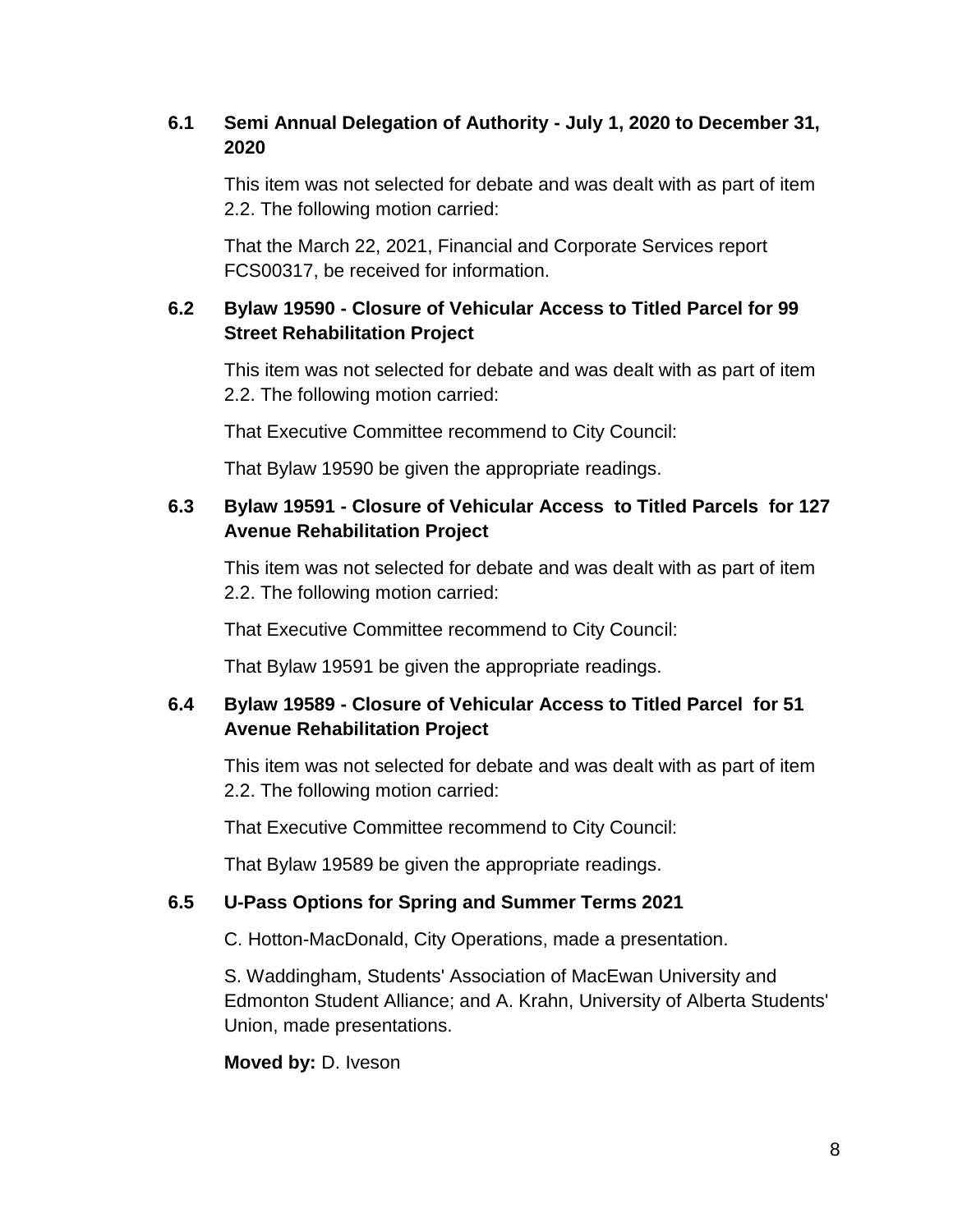### 6.1 Semi Annual Delegation of Authority - July 1, 2020 to December 31, 2020

This item was not selected for debate and was dealt with as part of item 2.2. The following motion carried:

That the March 22, 2021, Financial and Corporate Services report FCS00317, be received for information.

### 6.2 Bylaw 19590 - Closure of Vehicular Access to Titled Parcel for 99 Street Rehabilitation Project

This item was not selected for debate and was dealt with as part of item 2.2. The following motion carried:

That Executive Committee recommend to City Council:

That Bylaw 19590 be given the appropriate readings.

### 6.3 Bylaw 19591 - Closure of Vehicular Access to Titled Parcels for 127 Avenue Rehabilitation Project

This item was not selected for debate and was dealt with as part of item 2.2. The following motion carried:

That Executive Committee recommend to City Council:

That Bylaw 19591 be given the appropriate readings.

### 6.4 Bylaw 19589 - Closure of Vehicular Access to Titled Parcel for 51 Avenue Rehabilitation Project

This item was not selected for debate and was dealt with as part of item 2.2. The following motion carried:

That Executive Committee recommend to City Council:

That Bylaw 19589 be given the appropriate readings.

### 6.5 U-Pass Options for Spring and Summer Terms 2021

C. Hotton-MacDonald, City Operations, made a presentation.

S. Waddingham, Students' Association of MacEwan University and Edmonton Student Alliance; and A. Krahn, University of Alberta Students' Union, made presentations.

**Moved by:** D. Iveson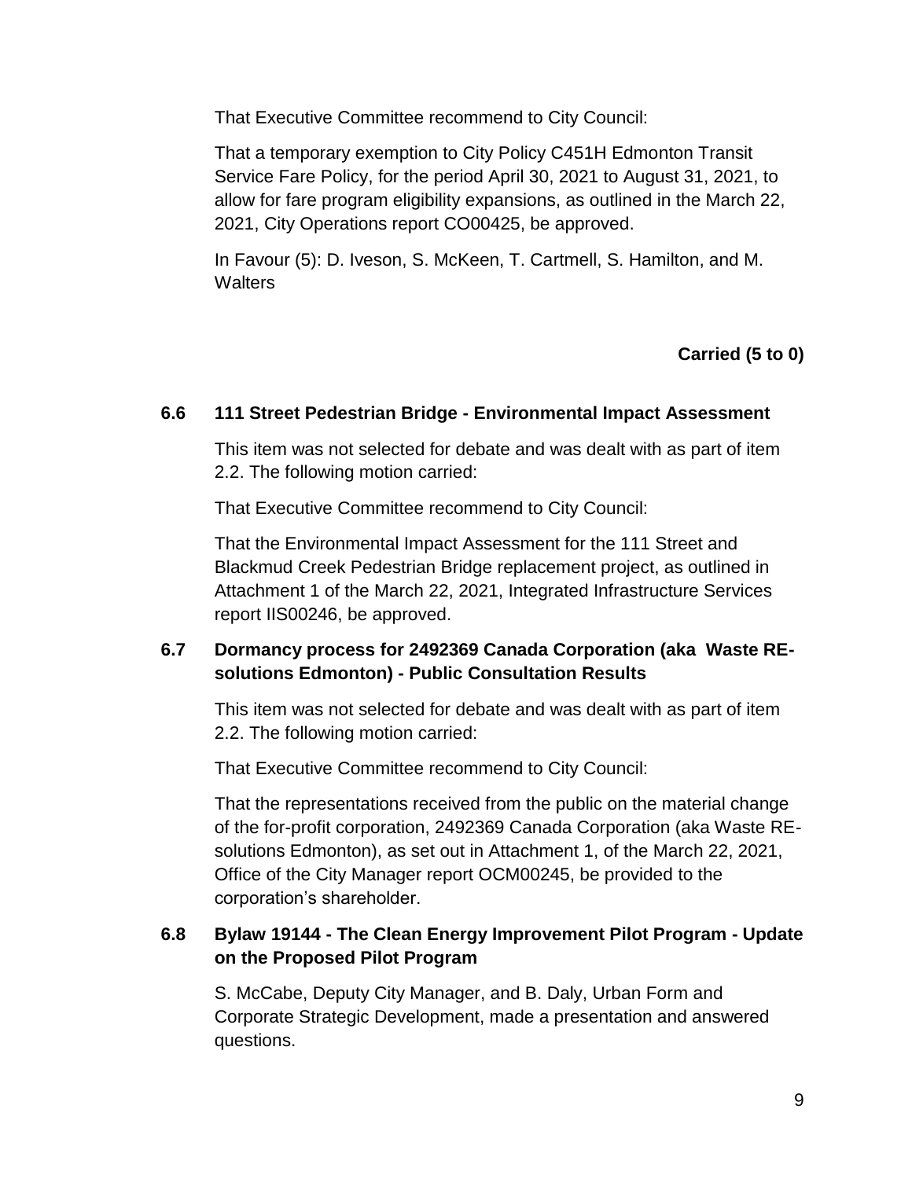That Executive Committee recommend to City Council:

That a temporary exemption to City Policy C451H Edmonton Transit Service Fare Policy, for the period April 30, 2021 to August 31, 2021, to allow for fare program eligibility expansions, as outlined in the March 22, 2021, City Operations report CO00425, be approved.

In Favour (5): D. Iveson, S. McKeen, T. Cartmell, S. Hamilton, and M. Walters

**Carried (5 to 0)**

### 6.6 111 Street Pedestrian Bridge - Environmental Impact Assessment

This item was not selected for debate and was dealt with as part of item 2.2. The following motion carried:

That Executive Committee recommend to City Council:

That the Environmental Impact Assessment for the 111 Street and Blackmud Creek Pedestrian Bridge replacement project, as outlined in Attachment 1 of the March 22, 2021, Integrated Infrastructure Services report IIS00246, be approved.

### 6.7 Dormancy process for 2492369 Canada Corporation (aka Waste RE-solutions Edmonton) - Public Consultation Results

This item was not selected for debate and was dealt with as part of item 2.2. The following motion carried:

That Executive Committee recommend to City Council:

That the representations received from the public on the material change of the for-profit corporation, 2492369 Canada Corporation (aka Waste RE-solutions Edmonton), as set out in Attachment 1, of the March 22, 2021, Office of the City Manager report OCM00245, be provided to the corporation's shareholder.

### 6.8 Bylaw 19144 - The Clean Energy Improvement Pilot Program - Update on the Proposed Pilot Program

S. McCabe, Deputy City Manager, and B. Daly, Urban Form and Corporate Strategic Development, made a presentation and answered questions.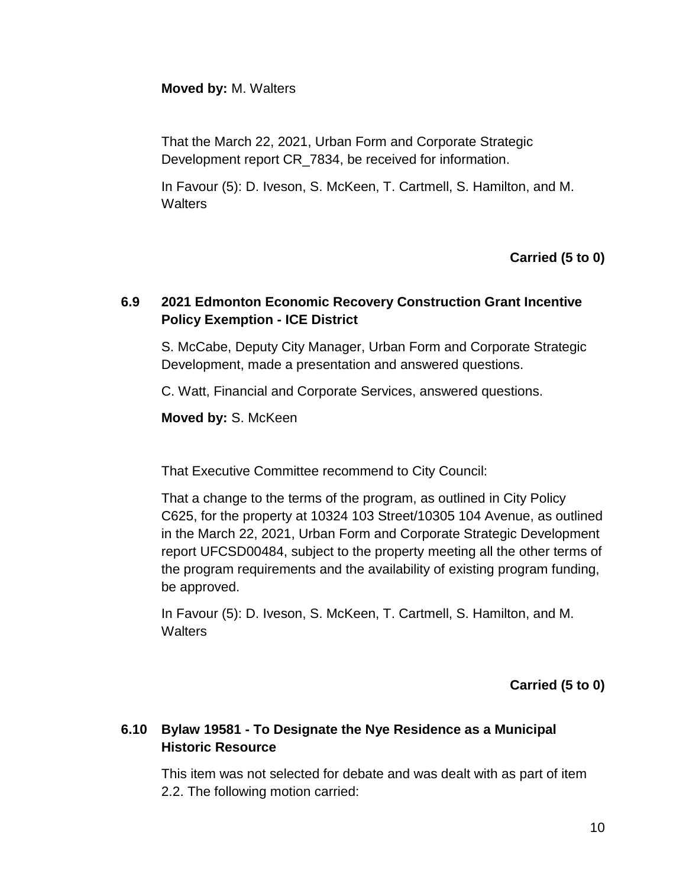**Moved by:** M. Walters

That the March 22, 2021, Urban Form and Corporate Strategic Development report CR_7834, be received for information.

In Favour (5): D. Iveson, S. McKeen, T. Cartmell, S. Hamilton, and M. Walters

**Carried (5 to 0)**

### 6.9 2021 Edmonton Economic Recovery Construction Grant Incentive Policy Exemption - ICE District

S. McCabe, Deputy City Manager, Urban Form and Corporate Strategic Development, made a presentation and answered questions.

C. Watt, Financial and Corporate Services, answered questions.

**Moved by:** S. McKeen

That Executive Committee recommend to City Council:

That a change to the terms of the program, as outlined in City Policy C625, for the property at 10324 103 Street/10305 104 Avenue, as outlined in the March 22, 2021, Urban Form and Corporate Strategic Development report UFCSD00484, subject to the property meeting all the other terms of the program requirements and the availability of existing program funding, be approved.

In Favour (5): D. Iveson, S. McKeen, T. Cartmell, S. Hamilton, and M. Walters

**Carried (5 to 0)**

### 6.10 Bylaw 19581 - To Designate the Nye Residence as a Municipal Historic Resource

This item was not selected for debate and was dealt with as part of item 2.2. The following motion carried: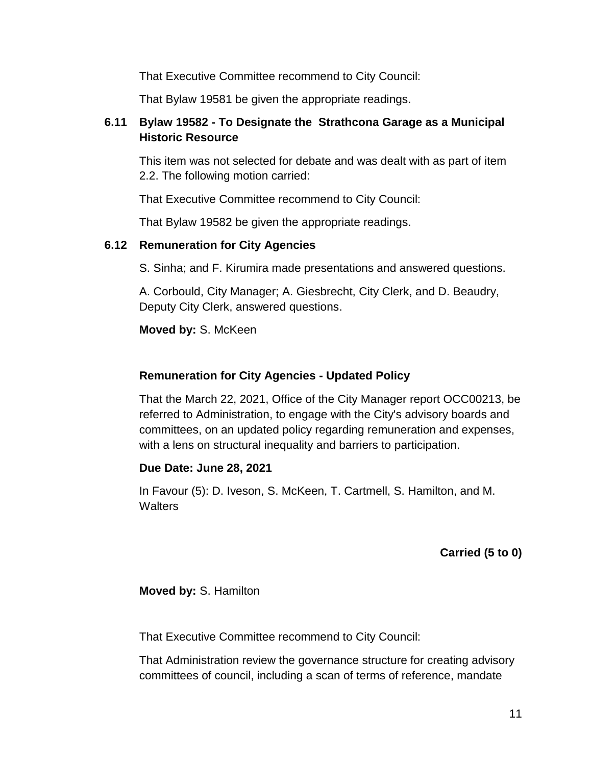That Executive Committee recommend to City Council:

That Bylaw 19581 be given the appropriate readings.

### 6.11 Bylaw 19582 - To Designate the Strathcona Garage as a Municipal Historic Resource

This item was not selected for debate and was dealt with as part of item 2.2. The following motion carried:

That Executive Committee recommend to City Council:

That Bylaw 19582 be given the appropriate readings.

### 6.12 Remuneration for City Agencies

S. Sinha; and F. Kirumira made presentations and answered questions.

A. Corbould, City Manager; A. Giesbrecht, City Clerk, and D. Beaudry, Deputy City Clerk, answered questions.

**Moved by:** S. McKeen

**Remuneration for City Agencies - Updated Policy**

That the March 22, 2021, Office of the City Manager report OCC00213, be referred to Administration, to engage with the City's advisory boards and committees, on an updated policy regarding remuneration and expenses, with a lens on structural inequality and barriers to participation.

**Due Date: June 28, 2021**

In Favour (5): D. Iveson, S. McKeen, T. Cartmell, S. Hamilton, and M. Walters

**Carried (5 to 0)**

**Moved by:** S. Hamilton

That Executive Committee recommend to City Council:

That Administration review the governance structure for creating advisory committees of council, including a scan of terms of reference, mandate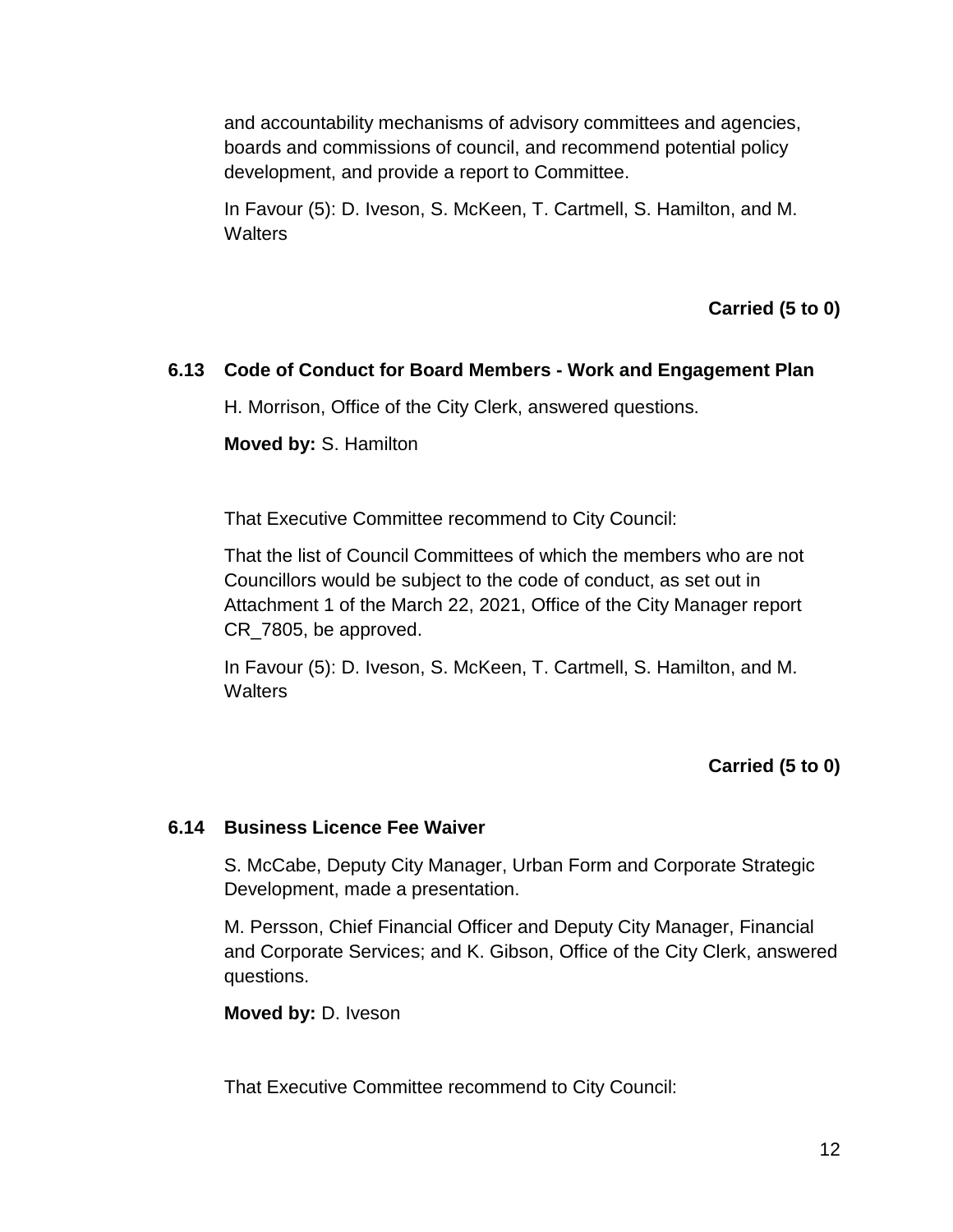and accountability mechanisms of advisory committees and agencies, boards and commissions of council, and recommend potential policy development, and provide a report to Committee.

In Favour (5): D. Iveson, S. McKeen, T. Cartmell, S. Hamilton, and M. Walters

**Carried (5 to 0)**

### 6.13 Code of Conduct for Board Members - Work and Engagement Plan

H. Morrison, Office of the City Clerk, answered questions.

**Moved by:** S. Hamilton

That Executive Committee recommend to City Council:

That the list of Council Committees of which the members who are not Councillors would be subject to the code of conduct, as set out in Attachment 1 of the March 22, 2021, Office of the City Manager report CR_7805, be approved.

In Favour (5): D. Iveson, S. McKeen, T. Cartmell, S. Hamilton, and M. Walters

**Carried (5 to 0)**

### 6.14 Business Licence Fee Waiver

S. McCabe, Deputy City Manager, Urban Form and Corporate Strategic Development, made a presentation.

M. Persson, Chief Financial Officer and Deputy City Manager, Financial and Corporate Services; and K. Gibson, Office of the City Clerk, answered questions.

**Moved by:** D. Iveson

That Executive Committee recommend to City Council: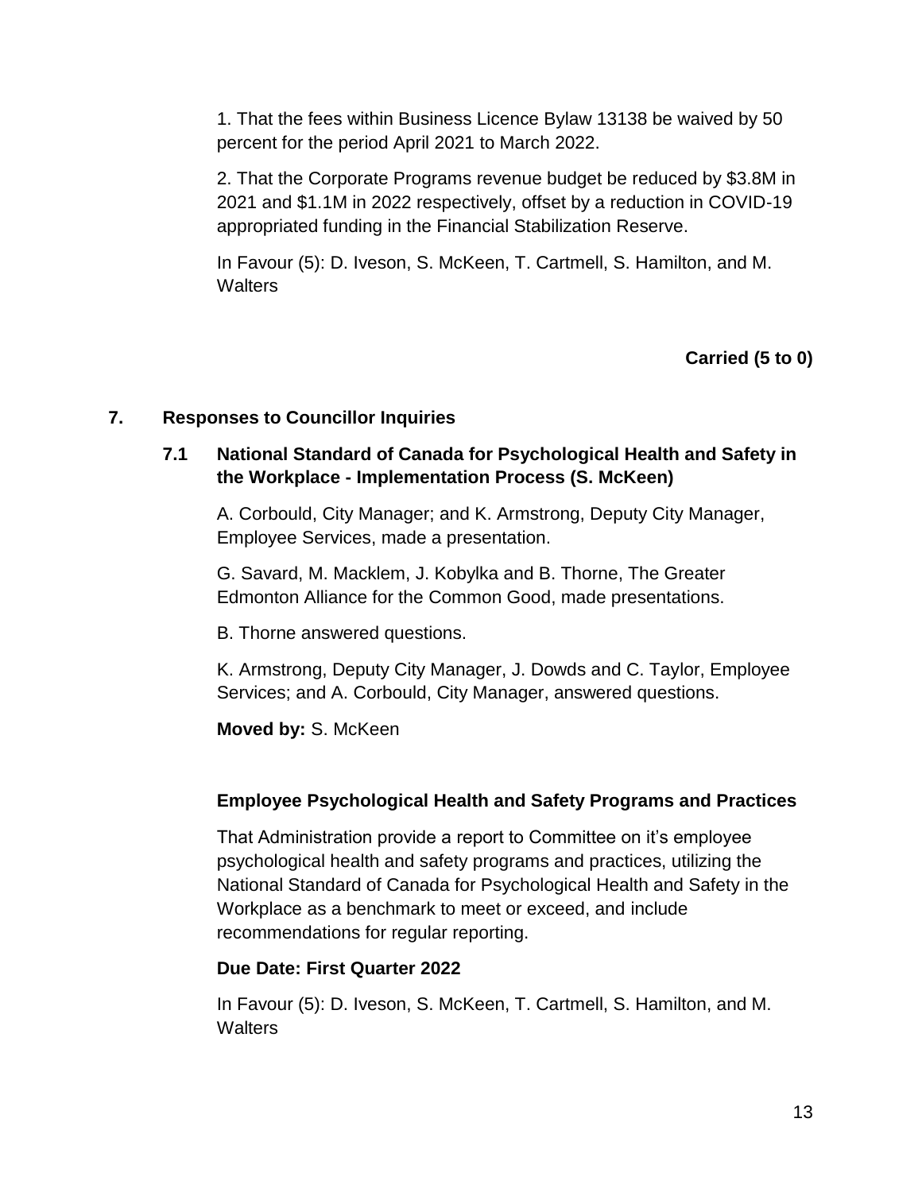1. That the fees within Business Licence Bylaw 13138 be waived by 50 percent for the period April 2021 to March 2022.

2. That the Corporate Programs revenue budget be reduced by $3.8M in 2021 and $1.1M in 2022 respectively, offset by a reduction in COVID-19 appropriated funding in the Financial Stabilization Reserve.

In Favour (5): D. Iveson, S. McKeen, T. Cartmell, S. Hamilton, and M. Walters

**Carried (5 to 0)**

## 7. Responses to Councillor Inquiries

### 7.1 National Standard of Canada for Psychological Health and Safety in the Workplace - Implementation Process (S. McKeen)

A. Corbould, City Manager; and K. Armstrong, Deputy City Manager, Employee Services, made a presentation.

G. Savard, M. Macklem, J. Kobylka and B. Thorne, The Greater Edmonton Alliance for the Common Good, made presentations.

B. Thorne answered questions.

K. Armstrong, Deputy City Manager, J. Dowds and C. Taylor, Employee Services; and A. Corbould, City Manager, answered questions.

**Moved by:** S. McKeen

**Employee Psychological Health and Safety Programs and Practices**

That Administration provide a report to Committee on it's employee psychological health and safety programs and practices, utilizing the National Standard of Canada for Psychological Health and Safety in the Workplace as a benchmark to meet or exceed, and include recommendations for regular reporting.

**Due Date: First Quarter 2022**

In Favour (5): D. Iveson, S. McKeen, T. Cartmell, S. Hamilton, and M. Walters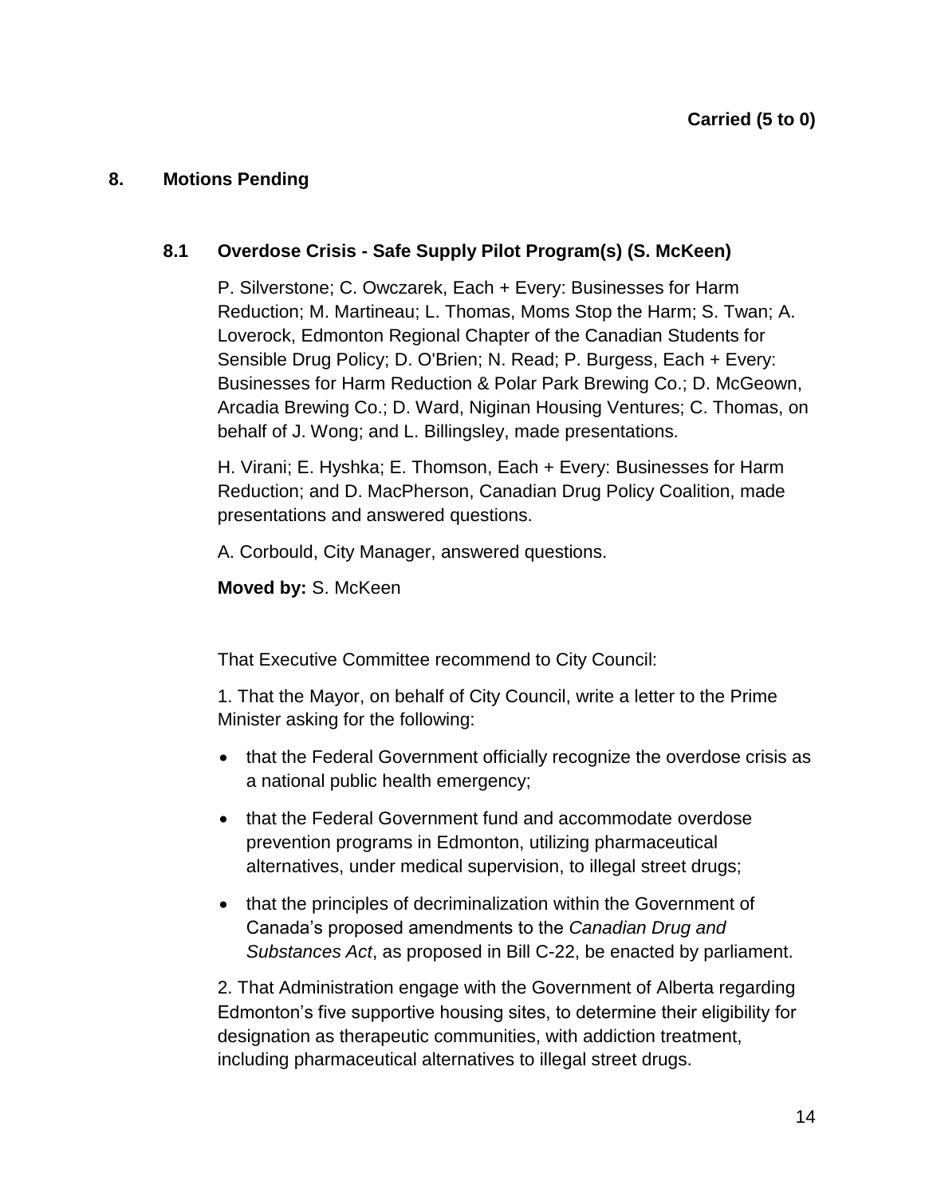**Carried (5 to 0)**

## 8. Motions Pending

### 8.1 Overdose Crisis - Safe Supply Pilot Program(s) (S. McKeen)

P. Silverstone; C. Owczarek, Each + Every: Businesses for Harm Reduction; M. Martineau; L. Thomas, Moms Stop the Harm; S. Twan; A. Loverock, Edmonton Regional Chapter of the Canadian Students for Sensible Drug Policy; D. O'Brien; N. Read; P. Burgess, Each + Every: Businesses for Harm Reduction & Polar Park Brewing Co.; D. McGeown, Arcadia Brewing Co.; D. Ward, Niginan Housing Ventures; C. Thomas, on behalf of J. Wong; and L. Billingsley, made presentations.

H. Virani; E. Hyshka; E. Thomson, Each + Every: Businesses for Harm Reduction; and D. MacPherson, Canadian Drug Policy Coalition, made presentations and answered questions.

A. Corbould, City Manager, answered questions.

**Moved by:** S. McKeen

That Executive Committee recommend to City Council:

1. That the Mayor, on behalf of City Council, write a letter to the Prime Minister asking for the following:

- that the Federal Government officially recognize the overdose crisis as a national public health emergency;
- that the Federal Government fund and accommodate overdose prevention programs in Edmonton, utilizing pharmaceutical alternatives, under medical supervision, to illegal street drugs;
- that the principles of decriminalization within the Government of Canada's proposed amendments to the *Canadian Drug and Substances Act*, as proposed in Bill C-22, be enacted by parliament.

2. That Administration engage with the Government of Alberta regarding Edmonton's five supportive housing sites, to determine their eligibility for designation as therapeutic communities, with addiction treatment, including pharmaceutical alternatives to illegal street drugs.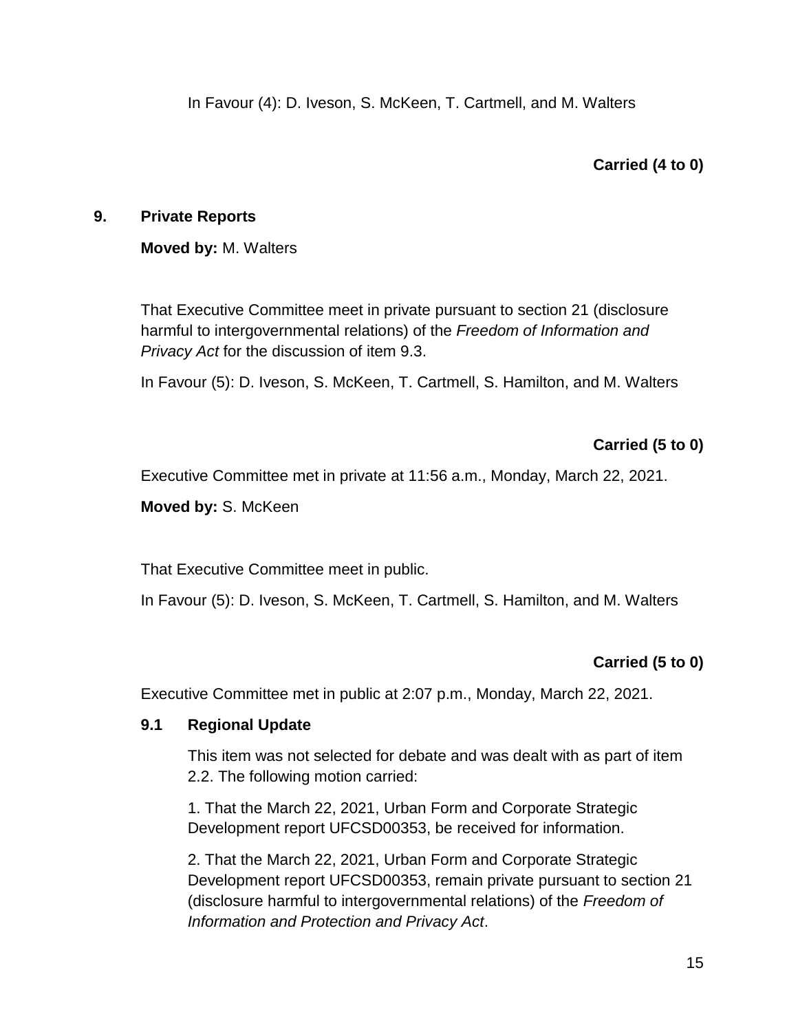In Favour (4): D. Iveson, S. McKeen, T. Cartmell, and M. Walters

**Carried (4 to 0)**

## 9. Private Reports

**Moved by:** M. Walters

That Executive Committee meet in private pursuant to section 21 (disclosure harmful to intergovernmental relations) of the *Freedom of Information and Privacy Act* for the discussion of item 9.3.

In Favour (5): D. Iveson, S. McKeen, T. Cartmell, S. Hamilton, and M. Walters

**Carried (5 to 0)**

Executive Committee met in private at 11:56 a.m., Monday, March 22, 2021.

**Moved by:** S. McKeen

That Executive Committee meet in public.

In Favour (5): D. Iveson, S. McKeen, T. Cartmell, S. Hamilton, and M. Walters

**Carried (5 to 0)**

Executive Committee met in public at 2:07 p.m., Monday, March 22, 2021.

### 9.1 Regional Update

This item was not selected for debate and was dealt with as part of item 2.2. The following motion carried:

1. That the March 22, 2021, Urban Form and Corporate Strategic Development report UFCSD00353, be received for information.

2. That the March 22, 2021, Urban Form and Corporate Strategic Development report UFCSD00353, remain private pursuant to section 21 (disclosure harmful to intergovernmental relations) of the *Freedom of Information and Protection and Privacy Act*.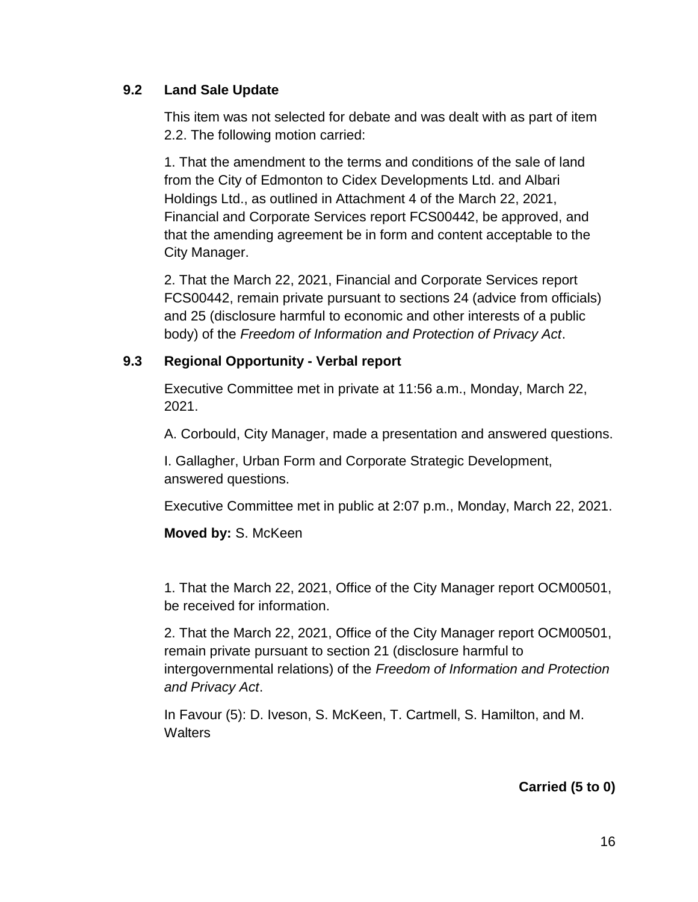### 9.2 Land Sale Update

This item was not selected for debate and was dealt with as part of item 2.2. The following motion carried:

1. That the amendment to the terms and conditions of the sale of land from the City of Edmonton to Cidex Developments Ltd. and Albari Holdings Ltd., as outlined in Attachment 4 of the March 22, 2021, Financial and Corporate Services report FCS00442, be approved, and that the amending agreement be in form and content acceptable to the City Manager.

2. That the March 22, 2021, Financial and Corporate Services report FCS00442, remain private pursuant to sections 24 (advice from officials) and 25 (disclosure harmful to economic and other interests of a public body) of the *Freedom of Information and Protection of Privacy Act*.

### 9.3 Regional Opportunity - Verbal report

Executive Committee met in private at 11:56 a.m., Monday, March 22, 2021.

A. Corbould, City Manager, made a presentation and answered questions.

I. Gallagher, Urban Form and Corporate Strategic Development, answered questions.

Executive Committee met in public at 2:07 p.m., Monday, March 22, 2021.

**Moved by:** S. McKeen

1. That the March 22, 2021, Office of the City Manager report OCM00501, be received for information.

2. That the March 22, 2021, Office of the City Manager report OCM00501, remain private pursuant to section 21 (disclosure harmful to intergovernmental relations) of the *Freedom of Information and Protection and Privacy Act*.

In Favour (5): D. Iveson, S. McKeen, T. Cartmell, S. Hamilton, and M. Walters

**Carried (5 to 0)**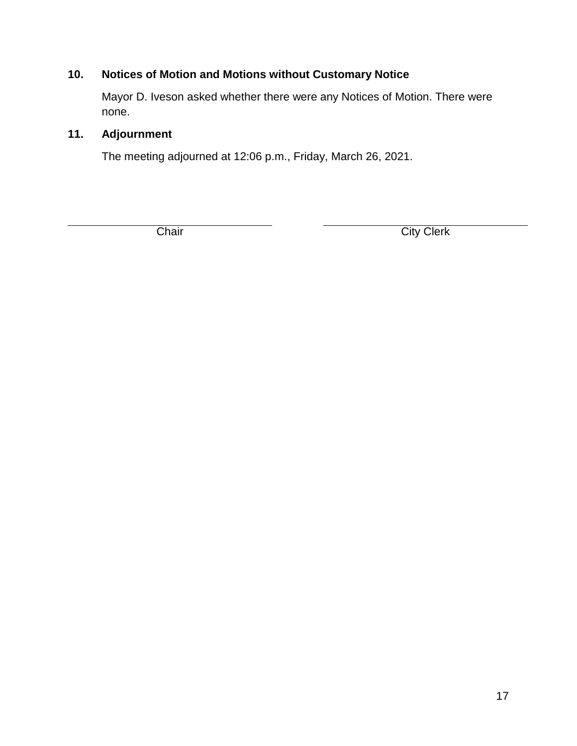## 10. Notices of Motion and Motions without Customary Notice

Mayor D. Iveson asked whether there were any Notices of Motion. There were none.

## 11. Adjournment

The meeting adjourned at 12:06 p.m., Friday, March 26, 2021.

| | |
|---|---|
| Chair | City Clerk |